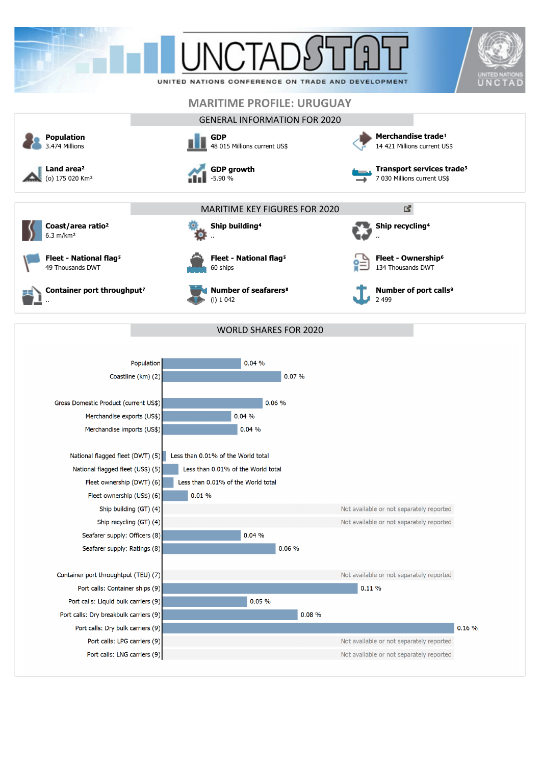UNCTADSTAT

UNITED NATIONS CONFERENCE ON TRADE AND DEVELOPMENT

UNITED NATIONS UNCTAD

# MARITIME PROFILE: URUGUAY

## GENERAL INFORMATION FOR 2020

**Population**
3.474 Millions

**GDP**
48 015 Millions current US$

**Merchandise trade**[1]
14 421 Millions current US$

**Land area**[2]
(o) 175 020 Km²

**GDP growth**
-5.90 %

**Transport services trade**[3]
7 030 Millions current US$

## MARITIME KEY FIGURES FOR 2020

**Coast/area ratio**[2]
6.3 m/km²

**Ship building**[4]
..

**Ship recycling**[4]
..

**Fleet - National flag**[5]
49 Thousands DWT

**Fleet - National flag**[5]
60 ships

**Fleet - Ownership**[6]
134 Thousands DWT

**Container port throughput**[7]
..

**Number of seafarers**[8]
(l) 1 042

**Number of port calls**[9]
2 499

## WORLD SHARES FOR 2020

| Indicator | World share |
| --- | --- |
| Population | 0.04 % |
| Coastline (km) (2) | 0.07 % |
| Gross Domestic Product (current US$) | 0.06 % |
| Merchandise exports (US$) | 0.04 % |
| Merchandise imports (US$) | 0.04 % |
| National flagged fleet (DWT) (5) | Less than 0.01% of the World total |
| National flagged fleet (US$) (5) | Less than 0.01% of the World total |
| Fleet ownership (DWT) (6) | Less than 0.01% of the World total |
| Fleet ownership (US$) (6) | 0.01 % |
| Ship building (GT) (4) | Not available or not separately reported |
| Ship recycling (GT) (4) | Not available or not separately reported |
| Seafarer supply: Officers (8) | 0.04 % |
| Seafarer supply: Ratings (8) | 0.06 % |
| Container port throughput (TEU) (7) | Not available or not separately reported |
| Port calls: Container ships (9) | 0.11 % |
| Port calls: Liquid bulk carriers (9) | 0.05 % |
| Port calls: Dry breakbulk carriers (9) | 0.08 % |
| Port calls: Dry bulk carriers (9) | 0.16 % |
| Port calls: LPG carriers (9) | Not available or not separately reported |
| Port calls: LNG carriers (9) | Not available or not separately reported |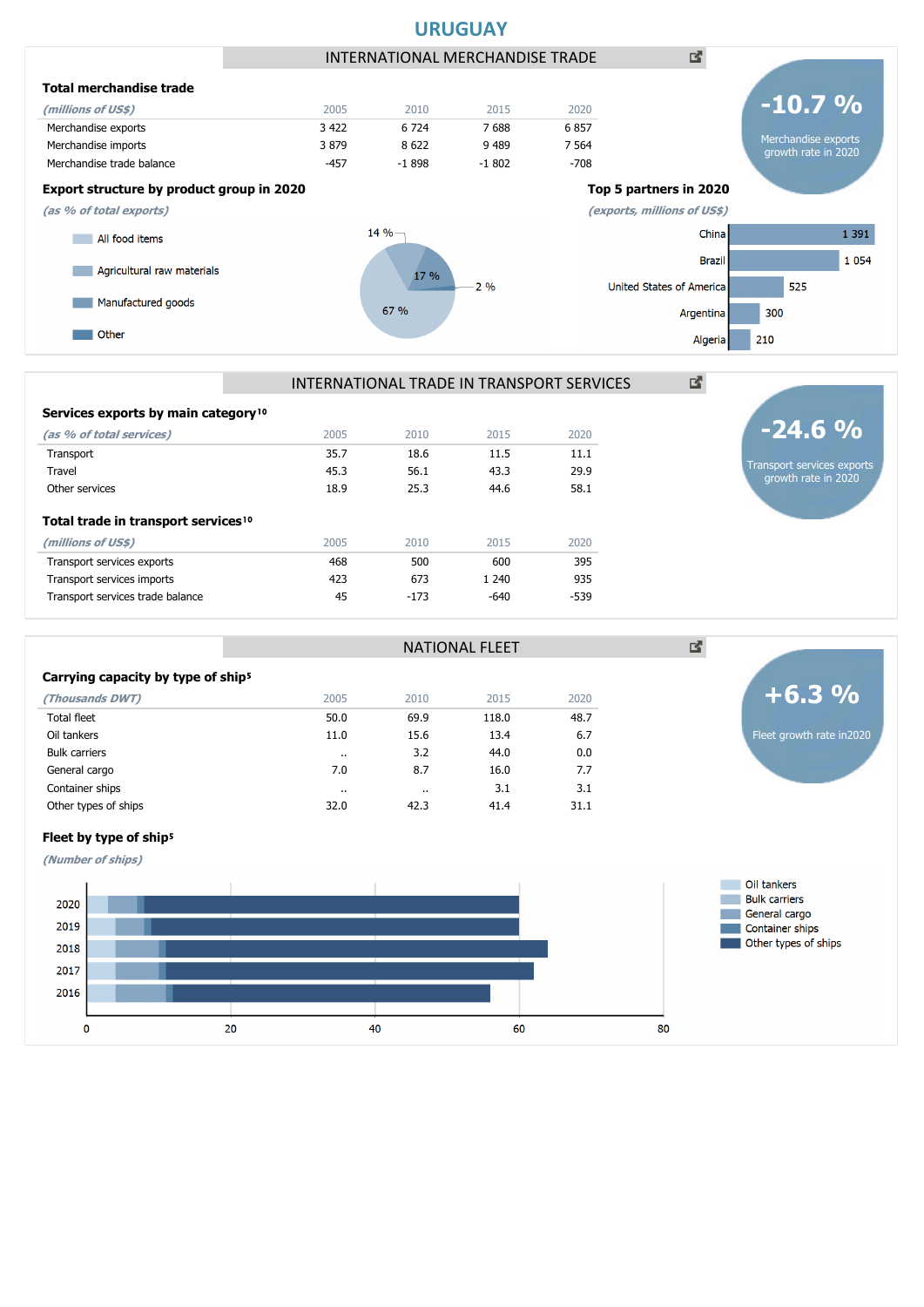# URUGUAY

## INTERNATIONAL MERCHANDISE TRADE

### Total merchandise trade

| *(millions of US$)* | 2005 | 2010 | 2015 | 2020 |
|---|---|---|---|---|
| Merchandise exports | 3 422 | 6 724 | 7 688 | 6 857 |
| Merchandise imports | 3 879 | 8 622 | 9 489 | 7 564 |
| Merchandise trade balance | -457 | -1 898 | -1 802 | -708 |

**-10.7 %**
Merchandise exports growth rate in 2020

### Export structure by product group in 2020

*(as % of total exports)*

- All food items: 67 %
- Agricultural raw materials: 14 %
- Manufactured goods: 17 %
- Other: 2 %

### Top 5 partners in 2020

*(exports, millions of US$)*

| Partner | Exports |
|---|---|
| China | 1 391 |
| Brazil | 1 054 |
| United States of America | 525 |
| Argentina | 300 |
| Algeria | 210 |

## INTERNATIONAL TRADE IN TRANSPORT SERVICES

### Services exports by main category[10]

| *(as % of total services)* | 2005 | 2010 | 2015 | 2020 |
|---|---|---|---|---|
| Transport | 35.7 | 18.6 | 11.5 | 11.1 |
| Travel | 45.3 | 56.1 | 43.3 | 29.9 |
| Other services | 18.9 | 25.3 | 44.6 | 58.1 |

**-24.6 %**
Transport services exports growth rate in 2020

### Total trade in transport services[10]

| *(millions of US$)* | 2005 | 2010 | 2015 | 2020 |
|---|---|---|---|---|
| Transport services exports | 468 | 500 | 600 | 395 |
| Transport services imports | 423 | 673 | 1 240 | 935 |
| Transport services trade balance | 45 | -173 | -640 | -539 |

## NATIONAL FLEET

### Carrying capacity by type of ship[5]

| *(Thousands DWT)* | 2005 | 2010 | 2015 | 2020 |
|---|---|---|---|---|
| Total fleet | 50.0 | 69.9 | 118.0 | 48.7 |
| Oil tankers | 11.0 | 15.6 | 13.4 | 6.7 |
| Bulk carriers | .. | 3.2 | 44.0 | 0.0 |
| General cargo | 7.0 | 8.7 | 16.0 | 7.7 |
| Container ships | .. | .. | 3.1 | 3.1 |
| Other types of ships | 32.0 | 42.3 | 41.4 | 31.1 |

**+6.3 %**
Fleet growth rate in2020

### Fleet by type of ship[5]

*(Number of ships)*

Legend: Oil tankers, Bulk carriers, General cargo, Container ships, Other types of ships

Years: 2020, 2019, 2018, 2017, 2016

Axis: 0, 20, 40, 60, 80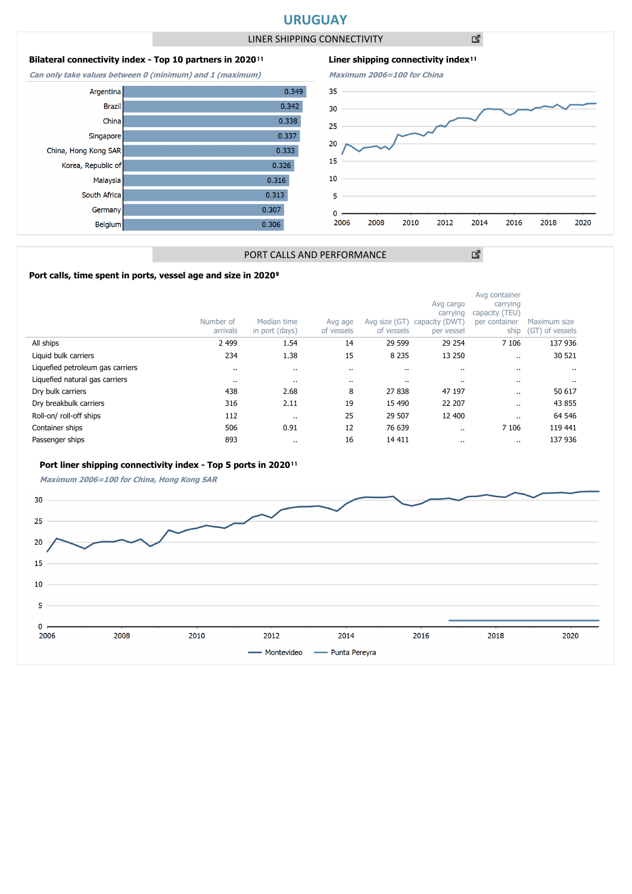# URUGUAY

## LINER SHIPPING CONNECTIVITY

### Bilateral connectivity index - Top 10 partners in 2020[11]

*Can only take values between 0 (minimum) and 1 (maximum)*

| Partner | Index |
|---|---|
| Argentina | 0.349 |
| Brazil | 0.342 |
| China | 0.338 |
| Singapore | 0.337 |
| China, Hong Kong SAR | 0.333 |
| Korea, Republic of | 0.326 |
| Malaysia | 0.316 |
| South Africa | 0.313 |
| Germany | 0.307 |
| Belgium | 0.306 |

### Liner shipping connectivity index[11]

*Maximum 2006=100 for China*

## PORT CALLS AND PERFORMANCE

### Port calls, time spent in ports, vessel age and size in 2020[9]

| | Number of arrivals | Median time in port (days) | Avg age of vessels | Avg size (GT) of vessels | Avg cargo carrying capacity (DWT) per vessel | Avg container carrying capacity (TEU) per container ship | Maximum size (GT) of vessels |
|---|---|---|---|---|---|---|---|
| All ships | 2 499 | 1.54 | 14 | 29 599 | 29 254 | 7 106 | 137 936 |
| Liquid bulk carriers | 234 | 1.38 | 15 | 8 235 | 13 250 | .. | 30 521 |
| Liquefied petroleum gas carriers | .. | .. | .. | .. | .. | .. | .. |
| Liquefied natural gas carriers | .. | .. | .. | .. | .. | .. | .. |
| Dry bulk carriers | 438 | 2.68 | 8 | 27 838 | 47 197 | .. | 50 617 |
| Dry breakbulk carriers | 316 | 2.11 | 19 | 15 490 | 22 207 | .. | 43 855 |
| Roll-on/ roll-off ships | 112 | .. | 25 | 29 507 | 12 400 | .. | 64 546 |
| Container ships | 506 | 0.91 | 12 | 76 639 | .. | 7 106 | 119 441 |
| Passenger ships | 893 | .. | 16 | 14 411 | .. | .. | 137 936 |

### Port liner shipping connectivity index - Top 5 ports in 2020[11]

*Maximum 2006=100 for China, Hong Kong SAR*

Montevideo — Punta Pereyra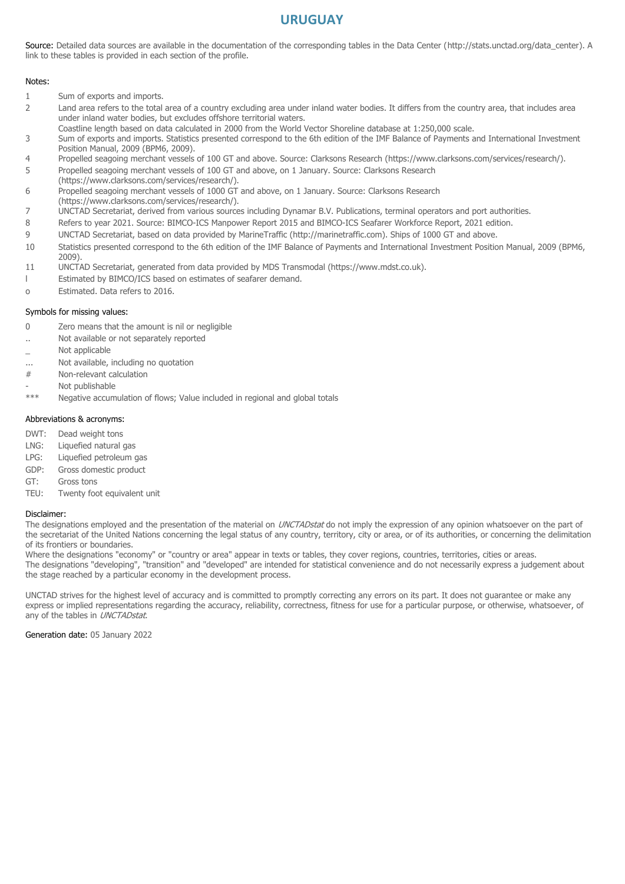# URUGUAY

Source: Detailed data sources are available in the documentation of the corresponding tables in the Data Center (http://stats.unctad.org/data_center). A link to these tables is provided in each section of the profile.

Notes:

| | |
|---|---|
| 1 | Sum of exports and imports. |
| 2 | Land area refers to the total area of a country excluding area under inland water bodies. It differs from the country area, that includes area under inland water bodies, but excludes offshore territorial waters. Coastline length based on data calculated in 2000 from the World Vector Shoreline database at 1:250,000 scale. |
| 3 | Sum of exports and imports. Statistics presented correspond to the 6th edition of the IMF Balance of Payments and International Investment Position Manual, 2009 (BPM6, 2009). |
| 4 | Propelled seagoing merchant vessels of 100 GT and above. Source: Clarksons Research (https://www.clarksons.com/services/research/). |
| 5 | Propelled seagoing merchant vessels of 100 GT and above, on 1 January. Source: Clarksons Research (https://www.clarksons.com/services/research/). |
| 6 | Propelled seagoing merchant vessels of 1000 GT and above, on 1 January. Source: Clarksons Research (https://www.clarksons.com/services/research/). |
| 7 | UNCTAD Secretariat, derived from various sources including Dynamar B.V. Publications, terminal operators and port authorities. |
| 8 | Refers to year 2021. Source: BIMCO-ICS Manpower Report 2015 and BIMCO-ICS Seafarer Workforce Report, 2021 edition. |
| 9 | UNCTAD Secretariat, based on data provided by MarineTraffic (http://marinetraffic.com). Ships of 1000 GT and above. |
| 10 | Statistics presented correspond to the 6th edition of the IMF Balance of Payments and International Investment Position Manual, 2009 (BPM6, 2009). |
| 11 | UNCTAD Secretariat, generated from data provided by MDS Transmodal (https://www.mdst.co.uk). |
| l | Estimated by BIMCO/ICS based on estimates of seafarer demand. |
| o | Estimated. Data refers to 2016. |

Symbols for missing values:

| | |
|---|---|
| 0 | Zero means that the amount is nil or negligible |
| .. | Not available or not separately reported |
| _ | Not applicable |
| ... | Not available, including no quotation |
| # | Non-relevant calculation |
| - | Not publishable |
| *** | Negative accumulation of flows; Value included in regional and global totals |

Abbreviations & acronyms:

| | |
|---|---|
| DWT: | Dead weight tons |
| LNG: | Liquefied natural gas |
| LPG: | Liquefied petroleum gas |
| GDP: | Gross domestic product |
| GT: | Gross tons |
| TEU: | Twenty foot equivalent unit |

Disclaimer:
The designations employed and the presentation of the material on *UNCTADstat* do not imply the expression of any opinion whatsoever on the part of the secretariat of the United Nations concerning the legal status of any country, territory, city or area, or of its authorities, or concerning the delimitation of its frontiers or boundaries.
Where the designations "economy" or "country or area" appear in texts or tables, they cover regions, countries, territories, cities or areas.
The designations "developing", "transition" and "developed" are intended for statistical convenience and do not necessarily express a judgement about the stage reached by a particular economy in the development process.

UNCTAD strives for the highest level of accuracy and is committed to promptly correcting any errors on its part. It does not guarantee or make any express or implied representations regarding the accuracy, reliability, correctness, fitness for use for a particular purpose, or otherwise, whatsoever, of any of the tables in *UNCTADstat*.

Generation date: 05 January 2022